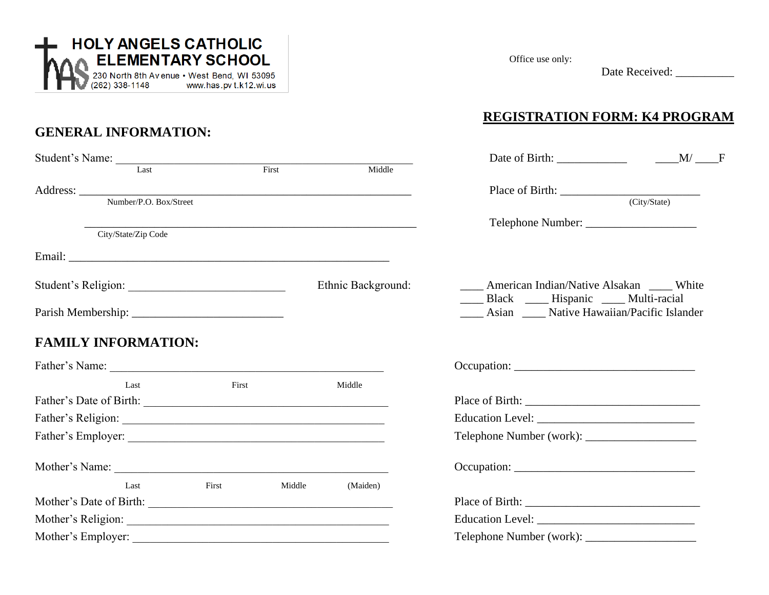**HOLY ANGELS CATHOLIC ELEMENTARY SCHOOL**
230 North 8th Avenue • West Bend, WI 53095
(262) 338-1148 www.has.pvt.k12.wi.us

Office use only:
Date Received: __________

# REGISTRATION FORM: K4 PROGRAM

## GENERAL INFORMATION:

Student's Name: ________________________________________________
Last First Middle

Date of Birth: ____________ ____M/ ____F

Address: ______________________________________________________
Number/P.O. Box/Street

Place of Birth: ________________________
(City/State)

______________________________________________________
City/State/Zip Code

Telephone Number: ___________________

Email: ____________________________________________________

Student's Religion: ___________________________

Parish Membership: __________________________

Ethnic Background:
____ American Indian/Native Alsakan ____ White
____ Black ____ Hispanic ____ Multi-racial
____ Asian ____ Native Hawaiian/Pacific Islander

## FAMILY INFORMATION:

Father's Name: ________________________________________________
Last First Middle

Occupation: _______________________________

Father's Date of Birth: __________________________________________

Place of Birth: ____________________________

Father's Religion: ______________________________________________

Education Level: __________________________

Father's Employer: _____________________________________________

Telephone Number (work): __________________

Mother's Name: ________________________________________________
Last First Middle (Maiden)

Occupation: _______________________________

Mother's Date of Birth: __________________________________________

Place of Birth: ____________________________

Mother's Religion: ______________________________________________

Education Level: __________________________

Mother's Employer: _____________________________________________

Telephone Number (work): __________________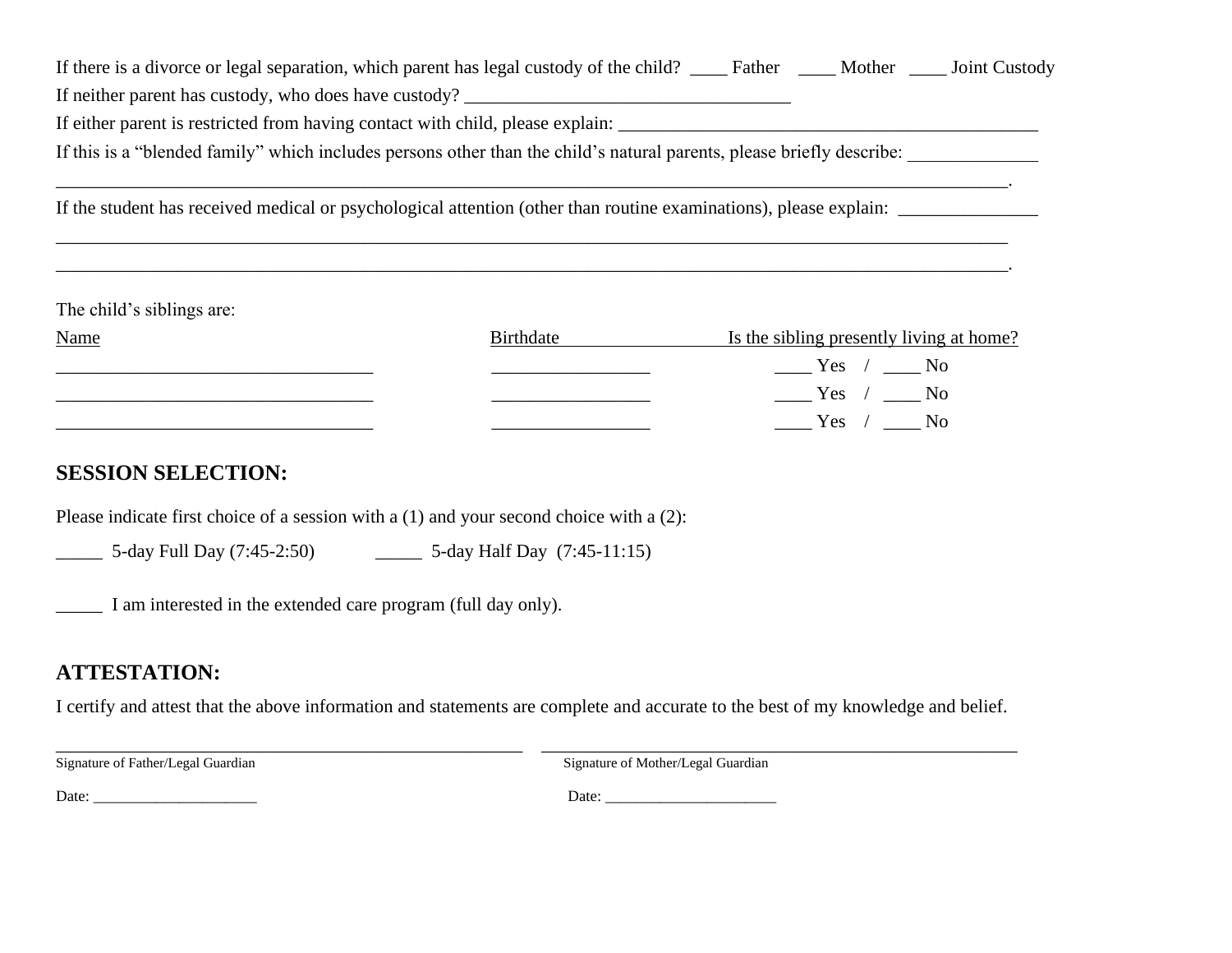If there is a divorce or legal separation, which parent has legal custody of the child? ____ Father ____ Mother ____ Joint Custody

If neither parent has custody, who does have custody? ___________________________________

If either parent is restricted from having contact with child, please explain: _____________________________________________

If this is a "blended family" which includes persons other than the child's natural parents, please briefly describe: ______________

_____________________________________________________________________________________________________.

If the student has received medical or psychological attention (other than routine examinations), please explain: _______________

_____________________________________________________________________________________________________

_____________________________________________________________________________________________________.

The child's siblings are:

| Name | Birthdate | Is the sibling presently living at home? |
|---|---|---|
| __________________________________ | _________________ | ____ Yes / ____ No |
| __________________________________ | _________________ | ____ Yes / ____ No |
| __________________________________ | _________________ | ____ Yes / ____ No |

## SESSION SELECTION:

Please indicate first choice of a session with a (1) and your second choice with a (2):

_____ 5-day Full Day (7:45-2:50) _____ 5-day Half Day (7:45-11:15)

_____ I am interested in the extended care program (full day only).

## ATTESTATION:

I certify and attest that the above information and statements are complete and accurate to the best of my knowledge and belief.

_______________________________________________________
Signature of Father/Legal Guardian

Date: _____________________

_______________________________________________________
Signature of Mother/Legal Guardian

Date: ______________________